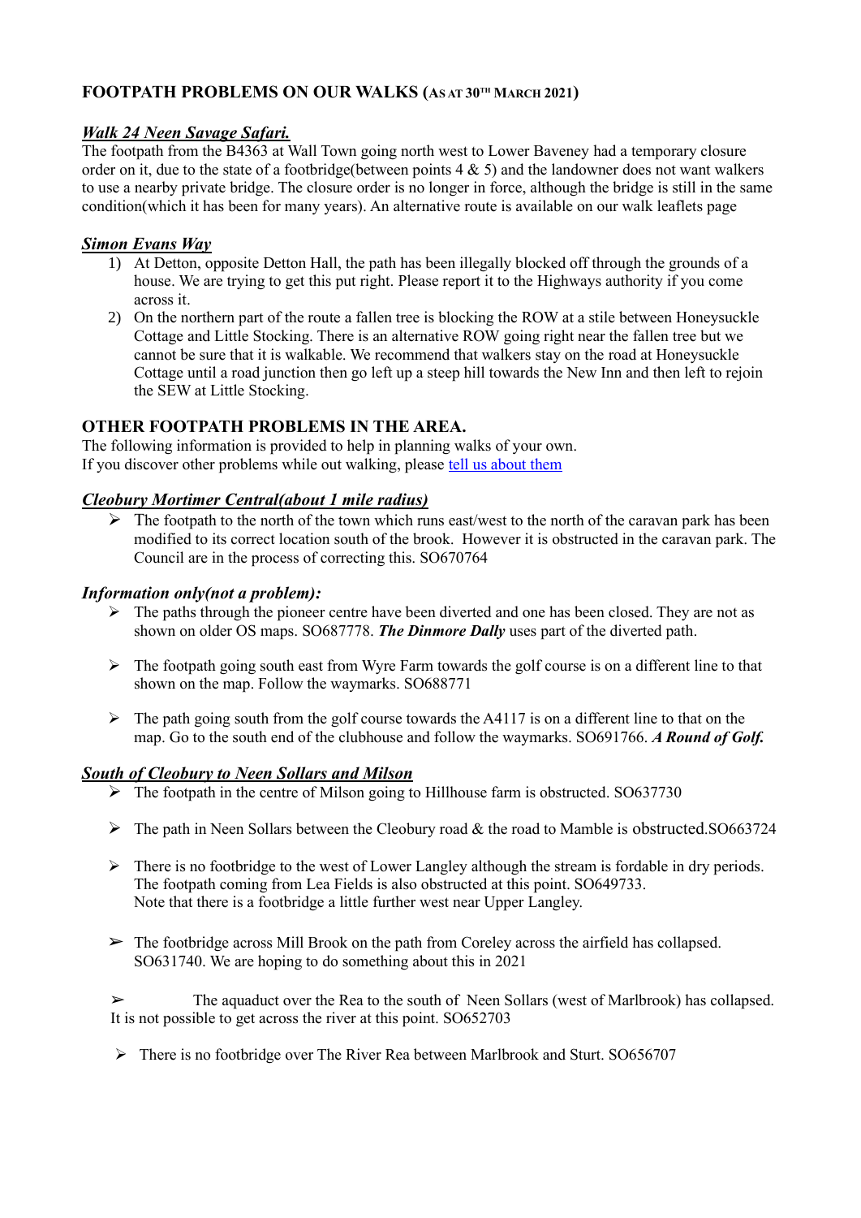# FOOTPATH PROBLEMS ON OUR WALKS (AS AT 30TH MARCH 2021)

### ***Walk 24 Neen Savage Safari.***

The footpath from the B4363 at Wall Town going north west to Lower Baveney had a temporary closure order on it, due to the state of a footbridge(between points 4 & 5) and the landowner does not want walkers to use a nearby private bridge. The closure order is no longer in force, although the bridge is still in the same condition(which it has been for many years). An alternative route is available on our walk leaflets page

### ***Simon Evans Way***

1) At Detton, opposite Detton Hall, the path has been illegally blocked off through the grounds of a house. We are trying to get this put right. Please report it to the Highways authority if you come across it.
2) On the northern part of the route a fallen tree is blocking the ROW at a stile between Honeysuckle Cottage and Little Stocking. There is an alternative ROW going right near the fallen tree but we cannot be sure that it is walkable. We recommend that walkers stay on the road at Honeysuckle Cottage until a road junction then go left up a steep hill towards the New Inn and then left to rejoin the SEW at Little Stocking.

## OTHER FOOTPATH PROBLEMS IN THE AREA.

The following information is provided to help in planning walks of your own.
If you discover other problems while out walking, please [tell us about them]()

### ***Cleobury Mortimer Central(about 1 mile radius)***

- The footpath to the north of the town which runs east/west to the north of the caravan park has been modified to its correct location south of the brook. However it is obstructed in the caravan park. The Council are in the process of correcting this. SO670764

### *Information only(not a problem):*

- The paths through the pioneer centre have been diverted and one has been closed. They are not as shown on older OS maps. SO687778. ***The Dinmore Dally*** uses part of the diverted path.

- The footpath going south east from Wyre Farm towards the golf course is on a different line to that shown on the map. Follow the waymarks. SO688771

- The path going south from the golf course towards the A4117 is on a different line to that on the map. Go to the south end of the clubhouse and follow the waymarks. SO691766. ***A Round of Golf.***

### ***South of Cleobury to Neen Sollars and Milson***

- The footpath in the centre of Milson going to Hillhouse farm is obstructed. SO637730

- The path in Neen Sollars between the Cleobury road & the road to Mamble is obstructed.SO663724

- There is no footbridge to the west of Lower Langley although the stream is fordable in dry periods. The footpath coming from Lea Fields is also obstructed at this point. SO649733.
  Note that there is a footbridge a little further west near Upper Langley.

- The footbridge across Mill Brook on the path from Coreley across the airfield has collapsed. SO631740. We are hoping to do something about this in 2021

- The aquaduct over the Rea to the south of Neen Sollars (west of Marlbrook) has collapsed. It is not possible to get across the river at this point. SO652703

- There is no footbridge over The River Rea between Marlbrook and Sturt. SO656707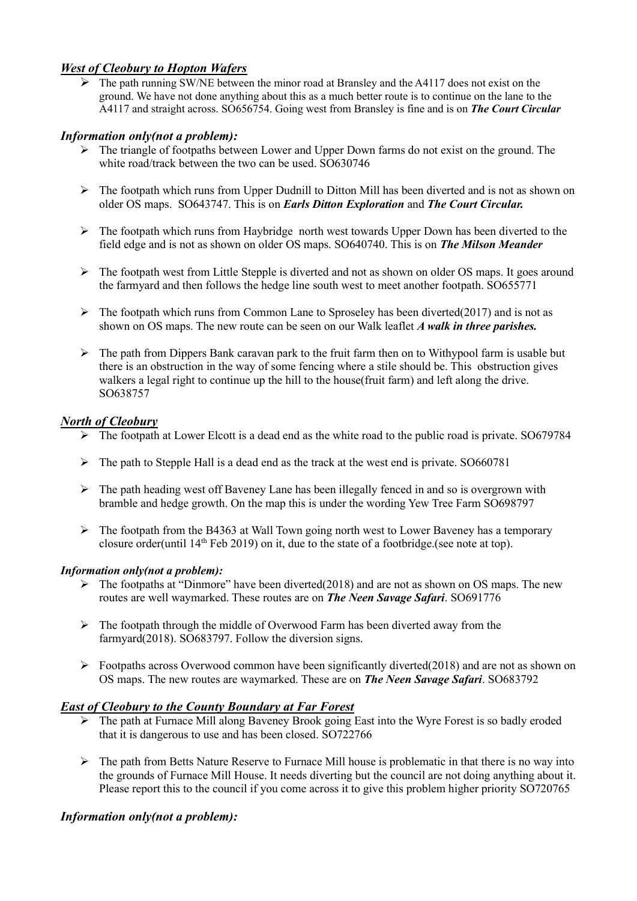### ***West of Cleobury to Hopton Wafers***

- The path running SW/NE between the minor road at Bransley and the A4117 does not exist on the ground. We have not done anything about this as a much better route is to continue on the lane to the A4117 and straight across. SO656754. Going west from Bransley is fine and is on ***The Court Circular***

#### ***Information only(not a problem):***

- The triangle of footpaths between Lower and Upper Down farms do not exist on the ground. The white road/track between the two can be used. SO630746
- The footpath which runs from Upper Dudnill to Ditton Mill has been diverted and is not as shown on older OS maps. SO643747. This is on ***Earls Ditton Exploration*** and ***The Court Circular.***
- The footpath which runs from Haybridge north west towards Upper Down has been diverted to the field edge and is not as shown on older OS maps. SO640740. This is on ***The Milson Meander***
- The footpath west from Little Stepple is diverted and not as shown on older OS maps. It goes around the farmyard and then follows the hedge line south west to meet another footpath. SO655771
- The footpath which runs from Common Lane to Sproseley has been diverted(2017) and is not as shown on OS maps. The new route can be seen on our Walk leaflet ***A walk in three parishes.***
- The path from Dippers Bank caravan park to the fruit farm then on to Withypool farm is usable but there is an obstruction in the way of some fencing where a stile should be. This obstruction gives walkers a legal right to continue up the hill to the house(fruit farm) and left along the drive. SO638757

### ***North of Cleobury***

- The footpath at Lower Elcott is a dead end as the white road to the public road is private. SO679784
- The path to Stepple Hall is a dead end as the track at the west end is private. SO660781
- The path heading west off Baveney Lane has been illegally fenced in and so is overgrown with bramble and hedge growth. On the map this is under the wording Yew Tree Farm SO698797
- The footpath from the B4363 at Wall Town going north west to Lower Baveney has a temporary closure order(until 14th Feb 2019) on it, due to the state of a footbridge.(see note at top).

#### ***Information only(not a problem):***

- The footpaths at "Dinmore" have been diverted(2018) and are not as shown on OS maps. The new routes are well waymarked. These routes are on ***The Neen Savage Safari***. SO691776
- The footpath through the middle of Overwood Farm has been diverted away from the farmyard(2018). SO683797. Follow the diversion signs.
- Footpaths across Overwood common have been significantly diverted(2018) and are not as shown on OS maps. The new routes are waymarked. These are on ***The Neen Savage Safari***. SO683792

### ***East of Cleobury to the County Boundary at Far Forest***

- The path at Furnace Mill along Baveney Brook going East into the Wyre Forest is so badly eroded that it is dangerous to use and has been closed. SO722766
- The path from Betts Nature Reserve to Furnace Mill house is problematic in that there is no way into the grounds of Furnace Mill House. It needs diverting but the council are not doing anything about it. Please report this to the council if you come across it to give this problem higher priority SO720765

#### ***Information only(not a problem):***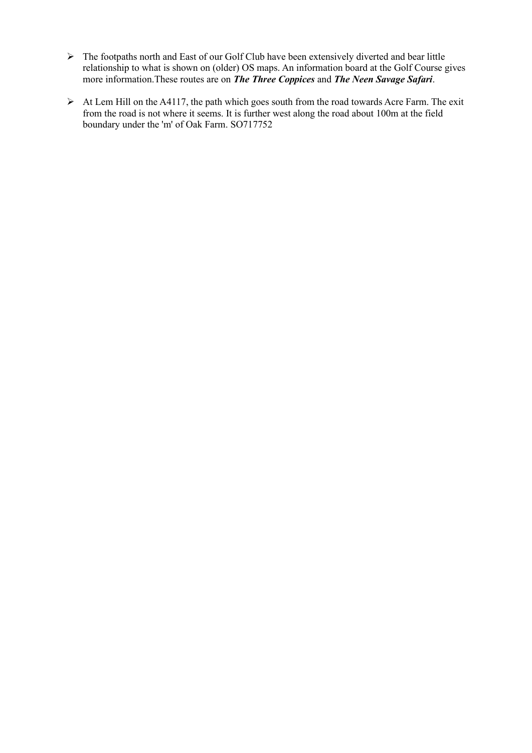- The footpaths north and East of our Golf Club have been extensively diverted and bear little relationship to what is shown on (older) OS maps. An information board at the Golf Course gives more information.These routes are on ***The Three Coppices*** and ***The Neen Savage Safari***.

- At Lem Hill on the A4117, the path which goes south from the road towards Acre Farm. The exit from the road is not where it seems. It is further west along the road about 100m at the field boundary under the 'm' of Oak Farm. SO717752